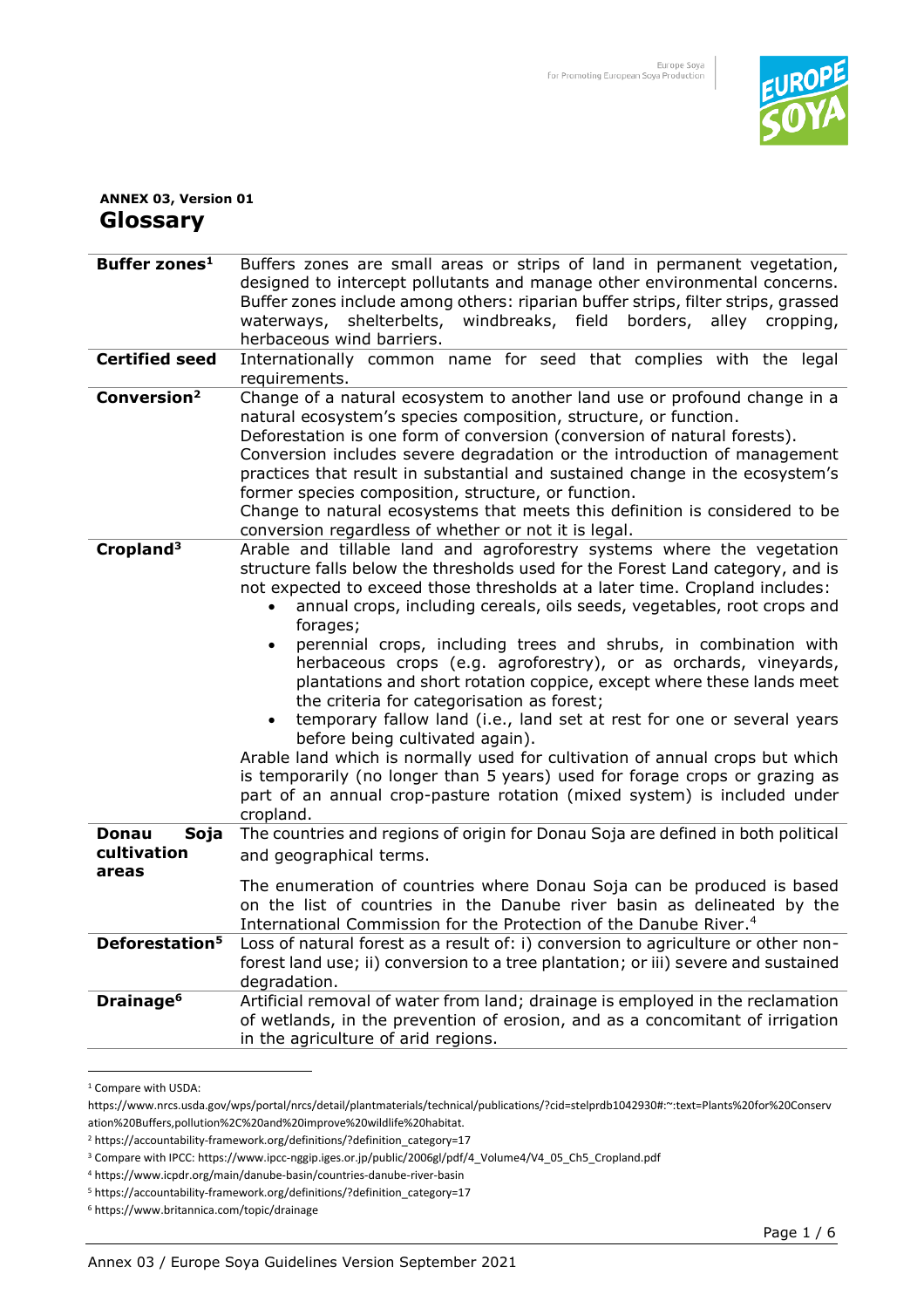**ANNEX 03, Version 01**

# Glossary

| | |
|---|---|
| **Buffer zones**[1] | Buffers zones are small areas or strips of land in permanent vegetation, designed to intercept pollutants and manage other environmental concerns. Buffer zones include among others: riparian buffer strips, filter strips, grassed waterways, shelterbelts, windbreaks, field borders, alley cropping, herbaceous wind barriers. |
| **Certified seed** | Internationally common name for seed that complies with the legal requirements. |
| **Conversion**[2] | Change of a natural ecosystem to another land use or profound change in a natural ecosystem's species composition, structure, or function.<br>Deforestation is one form of conversion (conversion of natural forests).<br>Conversion includes severe degradation or the introduction of management practices that result in substantial and sustained change in the ecosystem's former species composition, structure, or function.<br>Change to natural ecosystems that meets this definition is considered to be conversion regardless of whether or not it is legal. |
| **Cropland**[3] | Arable and tillable land and agroforestry systems where the vegetation structure falls below the thresholds used for the Forest Land category, and is not expected to exceed those thresholds at a later time. Cropland includes:<br>• annual crops, including cereals, oils seeds, vegetables, root crops and forages;<br>• perennial crops, including trees and shrubs, in combination with herbaceous crops (e.g. agroforestry), or as orchards, vineyards, plantations and short rotation coppice, except where these lands meet the criteria for categorisation as forest;<br>• temporary fallow land (i.e., land set at rest for one or several years before being cultivated again).<br>Arable land which is normally used for cultivation of annual crops but which is temporarily (no longer than 5 years) used for forage crops or grazing as part of an annual crop-pasture rotation (mixed system) is included under cropland. |
| **Donau Soja cultivation areas** | The countries and regions of origin for Donau Soja are defined in both political and geographical terms.<br>The enumeration of countries where Donau Soja can be produced is based on the list of countries in the Danube river basin as delineated by the International Commission for the Protection of the Danube River.[4] |
| **Deforestation**[5] | Loss of natural forest as a result of: i) conversion to agriculture or other non-forest land use; ii) conversion to a tree plantation; or iii) severe and sustained degradation. |
| **Drainage**[6] | Artificial removal of water from land; drainage is employed in the reclamation of wetlands, in the prevention of erosion, and as a concomitant of irrigation in the agriculture of arid regions. |

[1] Compare with USDA: https://www.nrcs.usda.gov/wps/portal/nrcs/detail/plantmaterials/technical/publications/?cid=stelprdb1042930#:~:text=Plants%20for%20Conservation%20Buffers,pollution%2C%20and%20improve%20wildlife%20habitat.

[2] https://accountability-framework.org/definitions/?definition_category=17

[3] Compare with IPCC: https://www.ipcc-nggip.iges.or.jp/public/2006gl/pdf/4_Volume4/V4_05_Ch5_Cropland.pdf

[4] https://www.icpdr.org/main/danube-basin/countries-danube-river-basin

[5] https://accountability-framework.org/definitions/?definition_category=17

[6] https://www.britannica.com/topic/drainage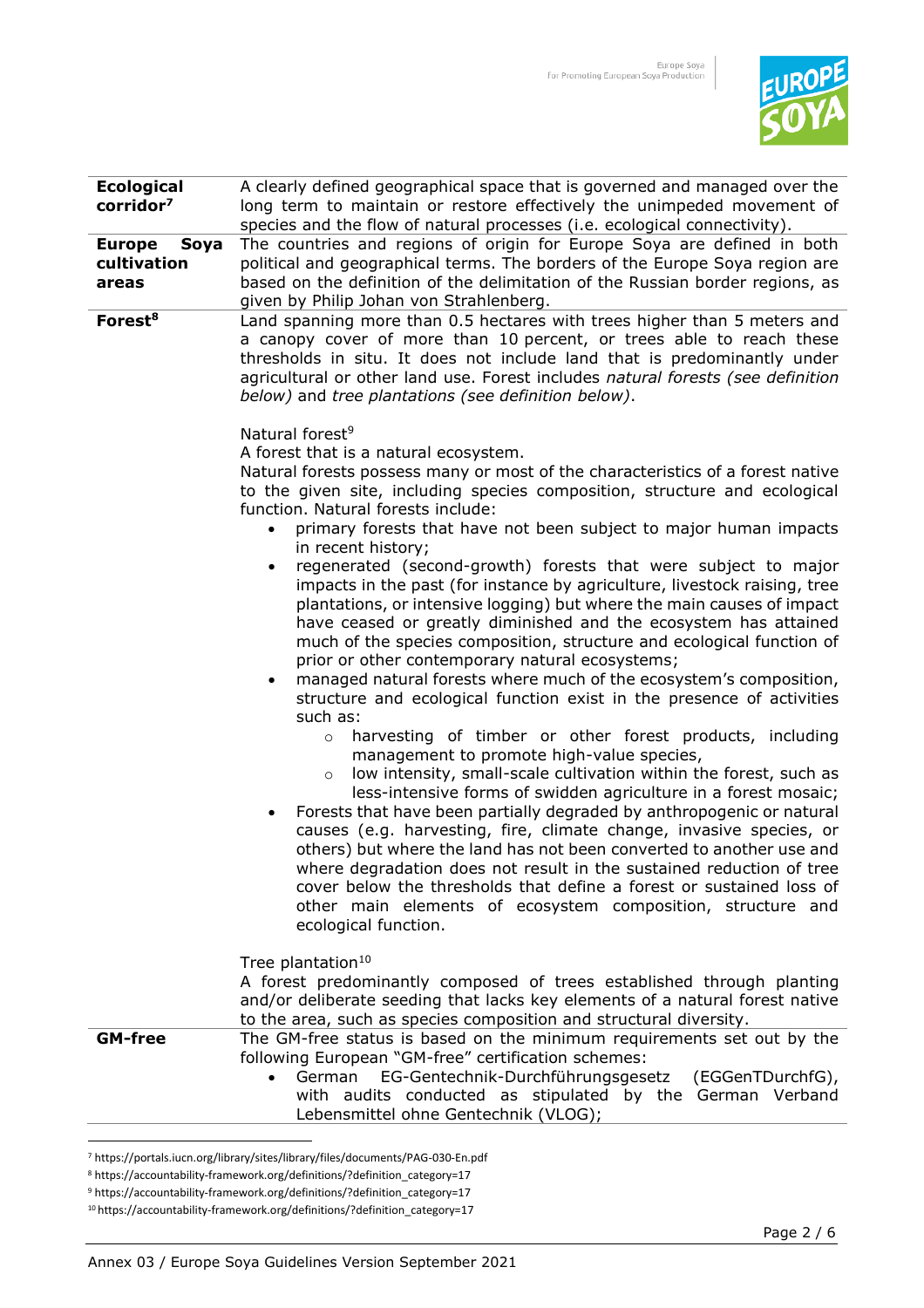| | |
|---|---|
| **Ecological corridor**[7] | A clearly defined geographical space that is governed and managed over the long term to maintain or restore effectively the unimpeded movement of species and the flow of natural processes (i.e. ecological connectivity). |
| **Europe Soya cultivation areas** | The countries and regions of origin for Europe Soya are defined in both political and geographical terms. The borders of the Europe Soya region are based on the definition of the delimitation of the Russian border regions, as given by Philip Johan von Strahlenberg. |
| **Forest**[8] | Land spanning more than 0.5 hectares with trees higher than 5 meters and a canopy cover of more than 10 percent, or trees able to reach these thresholds in situ. It does not include land that is predominantly under agricultural or other land use. Forest includes *natural forests (see definition below)* and *tree plantations (see definition below)*.<br><br>Natural forest[9]<br>A forest that is a natural ecosystem.<br>Natural forests possess many or most of the characteristics of a forest native to the given site, including species composition, structure and ecological function. Natural forests include:<br>• primary forests that have not been subject to major human impacts in recent history;<br>• regenerated (second-growth) forests that were subject to major impacts in the past (for instance by agriculture, livestock raising, tree plantations, or intensive logging) but where the main causes of impact have ceased or greatly diminished and the ecosystem has attained much of the species composition, structure and ecological function of prior or other contemporary natural ecosystems;<br>• managed natural forests where much of the ecosystem's composition, structure and ecological function exist in the presence of activities such as:<br>&nbsp;&nbsp;&nbsp;&nbsp;○ harvesting of timber or other forest products, including management to promote high-value species,<br>&nbsp;&nbsp;&nbsp;&nbsp;○ low intensity, small-scale cultivation within the forest, such as less-intensive forms of swidden agriculture in a forest mosaic;<br>• Forests that have been partially degraded by anthropogenic or natural causes (e.g. harvesting, fire, climate change, invasive species, or others) but where the land has not been converted to another use and where degradation does not result in the sustained reduction of tree cover below the thresholds that define a forest or sustained loss of other main elements of ecosystem composition, structure and ecological function.<br><br>Tree plantation[10]<br>A forest predominantly composed of trees established through planting and/or deliberate seeding that lacks key elements of a natural forest native to the area, such as species composition and structural diversity. |
| **GM-free** | The GM-free status is based on the minimum requirements set out by the following European "GM-free" certification schemes:<br>• German EG-Gentechnik-Durchführungsgesetz (EGGenTDurchfG), with audits conducted as stipulated by the German Verband Lebensmittel ohne Gentechnik (VLOG); |

[7] https://portals.iucn.org/library/sites/library/files/documents/PAG-030-En.pdf
[8] https://accountability-framework.org/definitions/?definition_category=17
[9] https://accountability-framework.org/definitions/?definition_category=17
[10] https://accountability-framework.org/definitions/?definition_category=17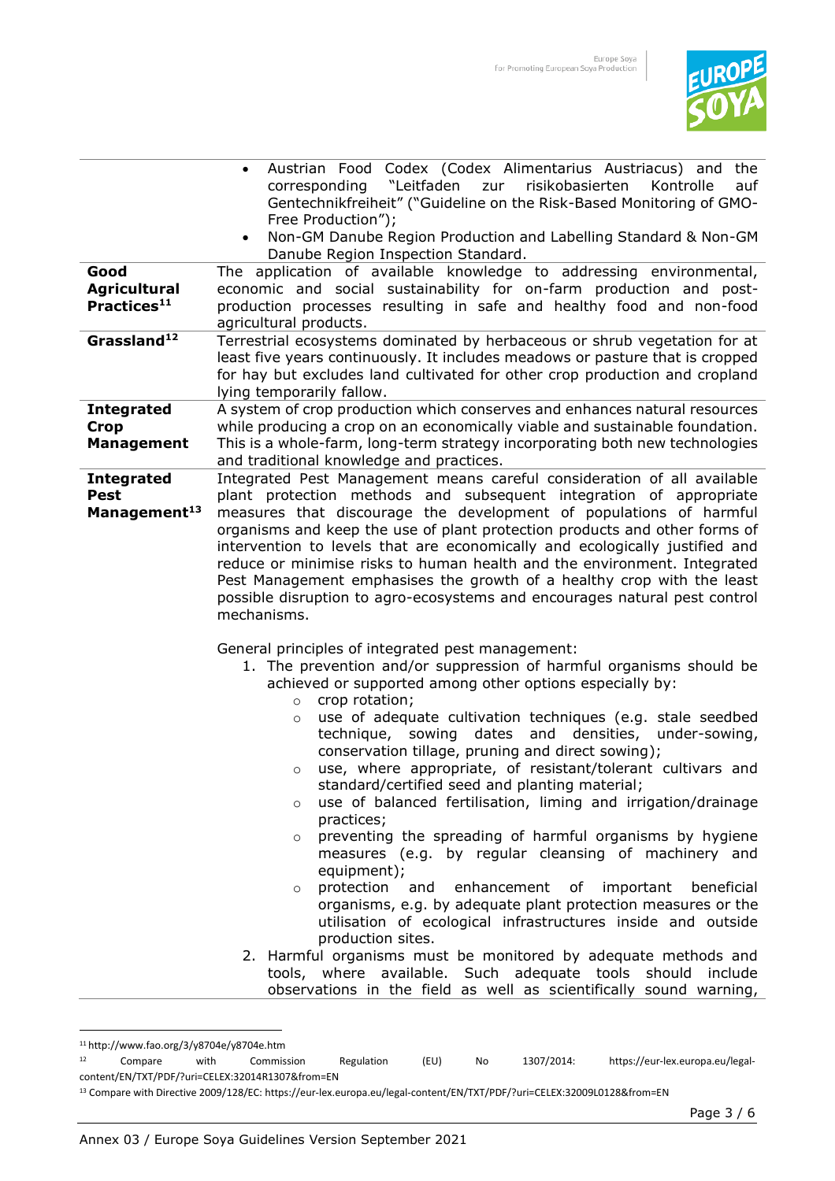| | |
|---|---|
| | • Austrian Food Codex (Codex Alimentarius Austriacus) and the corresponding "Leitfaden zur risikobasierten Kontrolle auf Gentechnikfreiheit" ("Guideline on the Risk-Based Monitoring of GMO-Free Production");<br>• Non-GM Danube Region Production and Labelling Standard & Non-GM Danube Region Inspection Standard. |
| **Good Agricultural Practices**[11] | The application of available knowledge to addressing environmental, economic and social sustainability for on-farm production and post-production processes resulting in safe and healthy food and non-food agricultural products. |
| **Grassland**[12] | Terrestrial ecosystems dominated by herbaceous or shrub vegetation for at least five years continuously. It includes meadows or pasture that is cropped for hay but excludes land cultivated for other crop production and cropland lying temporarily fallow. |
| **Integrated Crop Management** | A system of crop production which conserves and enhances natural resources while producing a crop on an economically viable and sustainable foundation. This is a whole-farm, long-term strategy incorporating both new technologies and traditional knowledge and practices. |
| **Integrated Pest Management**[13] | Integrated Pest Management means careful consideration of all available plant protection methods and subsequent integration of appropriate measures that discourage the development of populations of harmful organisms and keep the use of plant protection products and other forms of intervention to levels that are economically and ecologically justified and reduce or minimise risks to human health and the environment. Integrated Pest Management emphasises the growth of a healthy crop with the least possible disruption to agro-ecosystems and encourages natural pest control mechanisms.<br><br>General principles of integrated pest management:<br>1. The prevention and/or suppression of harmful organisms should be achieved or supported among other options especially by:<br>&nbsp;&nbsp;○ crop rotation;<br>&nbsp;&nbsp;○ use of adequate cultivation techniques (e.g. stale seedbed technique, sowing dates and densities, under-sowing, conservation tillage, pruning and direct sowing);<br>&nbsp;&nbsp;○ use, where appropriate, of resistant/tolerant cultivars and standard/certified seed and planting material;<br>&nbsp;&nbsp;○ use of balanced fertilisation, liming and irrigation/drainage practices;<br>&nbsp;&nbsp;○ preventing the spreading of harmful organisms by hygiene measures (e.g. by regular cleansing of machinery and equipment);<br>&nbsp;&nbsp;○ protection and enhancement of important beneficial organisms, e.g. by adequate plant protection measures or the utilisation of ecological infrastructures inside and outside production sites.<br>2. Harmful organisms must be monitored by adequate methods and tools, where available. Such adequate tools should include observations in the field as well as scientifically sound warning, |

[11] http://www.fao.org/3/y8704e/y8704e.htm

[12] Compare with Commission Regulation (EU) No 1307/2014: https://eur-lex.europa.eu/legal-content/EN/TXT/PDF/?uri=CELEX:32014R1307&from=EN

[13] Compare with Directive 2009/128/EC: https://eur-lex.europa.eu/legal-content/EN/TXT/PDF/?uri=CELEX:32009L0128&from=EN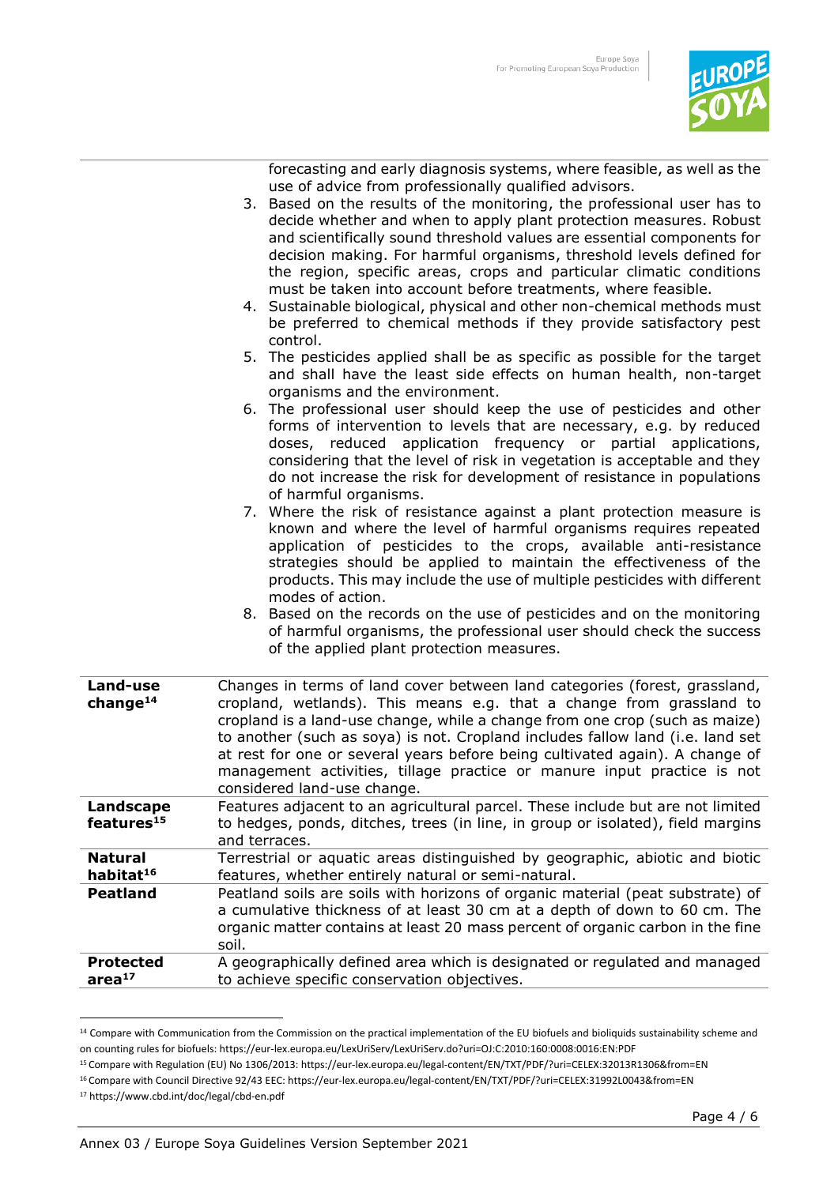| | |
|---|---|
| | forecasting and early diagnosis systems, where feasible, as well as the use of advice from professionally qualified advisors.<br>3. Based on the results of the monitoring, the professional user has to decide whether and when to apply plant protection measures. Robust and scientifically sound threshold values are essential components for decision making. For harmful organisms, threshold levels defined for the region, specific areas, crops and particular climatic conditions must be taken into account before treatments, where feasible.<br>4. Sustainable biological, physical and other non-chemical methods must be preferred to chemical methods if they provide satisfactory pest control.<br>5. The pesticides applied shall be as specific as possible for the target and shall have the least side effects on human health, non-target organisms and the environment.<br>6. The professional user should keep the use of pesticides and other forms of intervention to levels that are necessary, e.g. by reduced doses, reduced application frequency or partial applications, considering that the level of risk in vegetation is acceptable and they do not increase the risk for development of resistance in populations of harmful organisms.<br>7. Where the risk of resistance against a plant protection measure is known and where the level of harmful organisms requires repeated application of pesticides to the crops, available anti-resistance strategies should be applied to maintain the effectiveness of the products. This may include the use of multiple pesticides with different modes of action.<br>8. Based on the records on the use of pesticides and on the monitoring of harmful organisms, the professional user should check the success of the applied plant protection measures. |
| **Land-use change**[14] | Changes in terms of land cover between land categories (forest, grassland, cropland, wetlands). This means e.g. that a change from grassland to cropland is a land-use change, while a change from one crop (such as maize) to another (such as soya) is not. Cropland includes fallow land (i.e. land set at rest for one or several years before being cultivated again). A change of management activities, tillage practice or manure input practice is not considered land-use change. |
| **Landscape features**[15] | Features adjacent to an agricultural parcel. These include but are not limited to hedges, ponds, ditches, trees (in line, in group or isolated), field margins and terraces. |
| **Natural habitat**[16] | Terrestrial or aquatic areas distinguished by geographic, abiotic and biotic features, whether entirely natural or semi-natural. |
| **Peatland** | Peatland soils are soils with horizons of organic material (peat substrate) of a cumulative thickness of at least 30 cm at a depth of down to 60 cm. The organic matter contains at least 20 mass percent of organic carbon in the fine soil. |
| **Protected area**[17] | A geographically defined area which is designated or regulated and managed to achieve specific conservation objectives. |

[14] Compare with Communication from the Commission on the practical implementation of the EU biofuels and bioliquids sustainability scheme and on counting rules for biofuels: https://eur-lex.europa.eu/LexUriServ/LexUriServ.do?uri=OJ:C:2010:160:0008:0016:EN:PDF

[15] Compare with Regulation (EU) No 1306/2013: https://eur-lex.europa.eu/legal-content/EN/TXT/PDF/?uri=CELEX:32013R1306&from=EN

[16] Compare with Council Directive 92/43 EEC: https://eur-lex.europa.eu/legal-content/EN/TXT/PDF/?uri=CELEX:31992L0043&from=EN

[17] https://www.cbd.int/doc/legal/cbd-en.pdf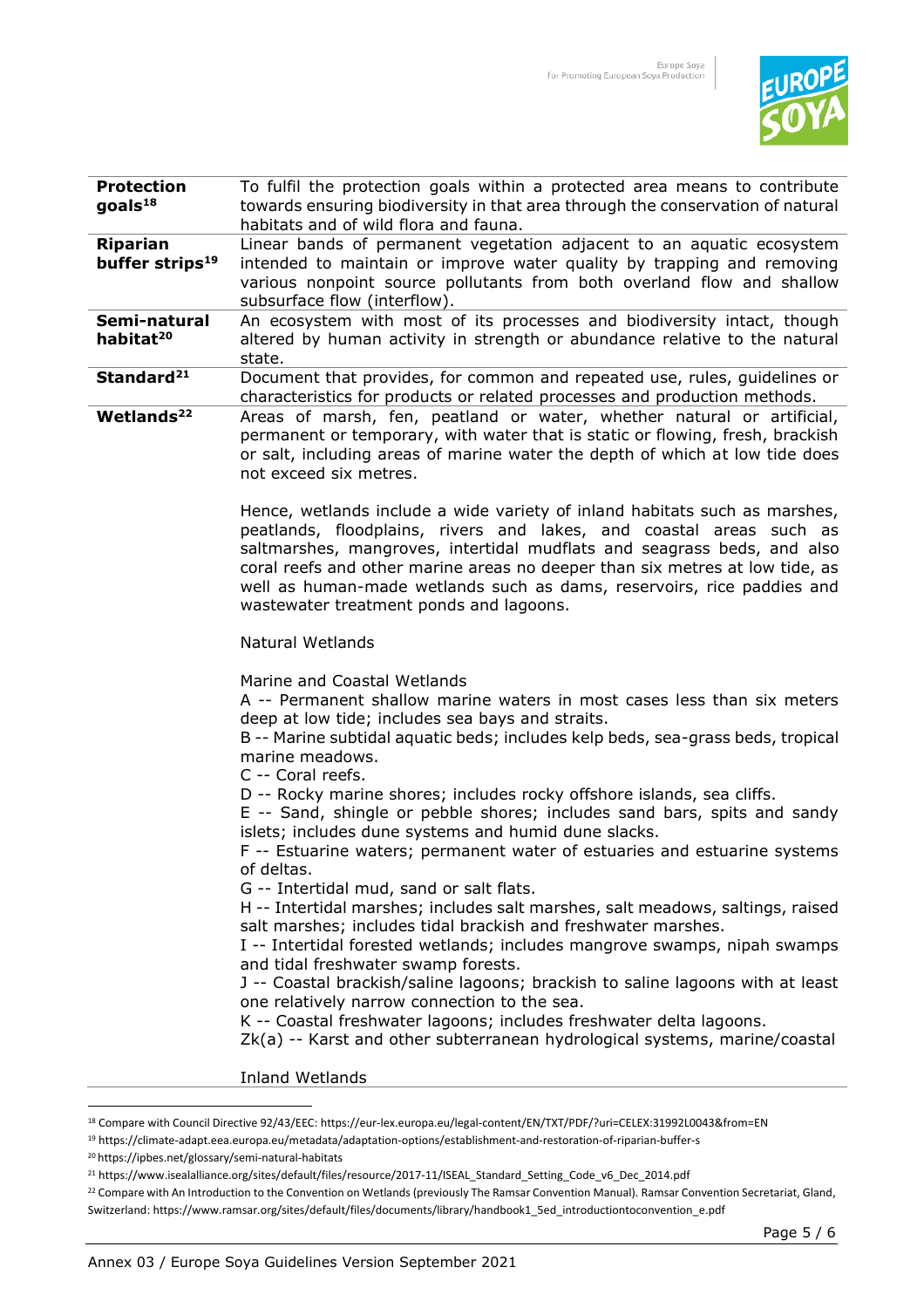| | |
|---|---|
| **Protection goals**[18] | To fulfil the protection goals within a protected area means to contribute towards ensuring biodiversity in that area through the conservation of natural habitats and of wild flora and fauna. |
| **Riparian buffer strips**[19] | Linear bands of permanent vegetation adjacent to an aquatic ecosystem intended to maintain or improve water quality by trapping and removing various nonpoint source pollutants from both overland flow and shallow subsurface flow (interflow). |
| **Semi-natural habitat**[20] | An ecosystem with most of its processes and biodiversity intact, though altered by human activity in strength or abundance relative to the natural state. |
| **Standard**[21] | Document that provides, for common and repeated use, rules, guidelines or characteristics for products or related processes and production methods. |
| **Wetlands**[22] | Areas of marsh, fen, peatland or water, whether natural or artificial, permanent or temporary, with water that is static or flowing, fresh, brackish or salt, including areas of marine water the depth of which at low tide does not exceed six metres.<br><br>Hence, wetlands include a wide variety of inland habitats such as marshes, peatlands, floodplains, rivers and lakes, and coastal areas such as saltmarshes, mangroves, intertidal mudflats and seagrass beds, and also coral reefs and other marine areas no deeper than six metres at low tide, as well as human-made wetlands such as dams, reservoirs, rice paddies and wastewater treatment ponds and lagoons.<br><br>Natural Wetlands<br><br>Marine and Coastal Wetlands<br>A -- Permanent shallow marine waters in most cases less than six meters deep at low tide; includes sea bays and straits.<br>B -- Marine subtidal aquatic beds; includes kelp beds, sea-grass beds, tropical marine meadows.<br>C -- Coral reefs.<br>D -- Rocky marine shores; includes rocky offshore islands, sea cliffs.<br>E -- Sand, shingle or pebble shores; includes sand bars, spits and sandy islets; includes dune systems and humid dune slacks.<br>F -- Estuarine waters; permanent water of estuaries and estuarine systems of deltas.<br>G -- Intertidal mud, sand or salt flats.<br>H -- Intertidal marshes; includes salt marshes, salt meadows, saltings, raised salt marshes; includes tidal brackish and freshwater marshes.<br>I -- Intertidal forested wetlands; includes mangrove swamps, nipah swamps and tidal freshwater swamp forests.<br>J -- Coastal brackish/saline lagoons; brackish to saline lagoons with at least one relatively narrow connection to the sea.<br>K -- Coastal freshwater lagoons; includes freshwater delta lagoons.<br>Zk(a) -- Karst and other subterranean hydrological systems, marine/coastal<br><br>Inland Wetlands |

[18] Compare with Council Directive 92/43/EEC: https://eur-lex.europa.eu/legal-content/EN/TXT/PDF/?uri=CELEX:31992L0043&from=EN

[19] https://climate-adapt.eea.europa.eu/metadata/adaptation-options/establishment-and-restoration-of-riparian-buffer-s

[20] https://ipbes.net/glossary/semi-natural-habitats

[21] https://www.isealalliance.org/sites/default/files/resource/2017-11/ISEAL_Standard_Setting_Code_v6_Dec_2014.pdf

[22] Compare with An Introduction to the Convention on Wetlands (previously The Ramsar Convention Manual). Ramsar Convention Secretariat, Gland, Switzerland: https://www.ramsar.org/sites/default/files/documents/library/handbook1_5ed_introductiontoconvention_e.pdf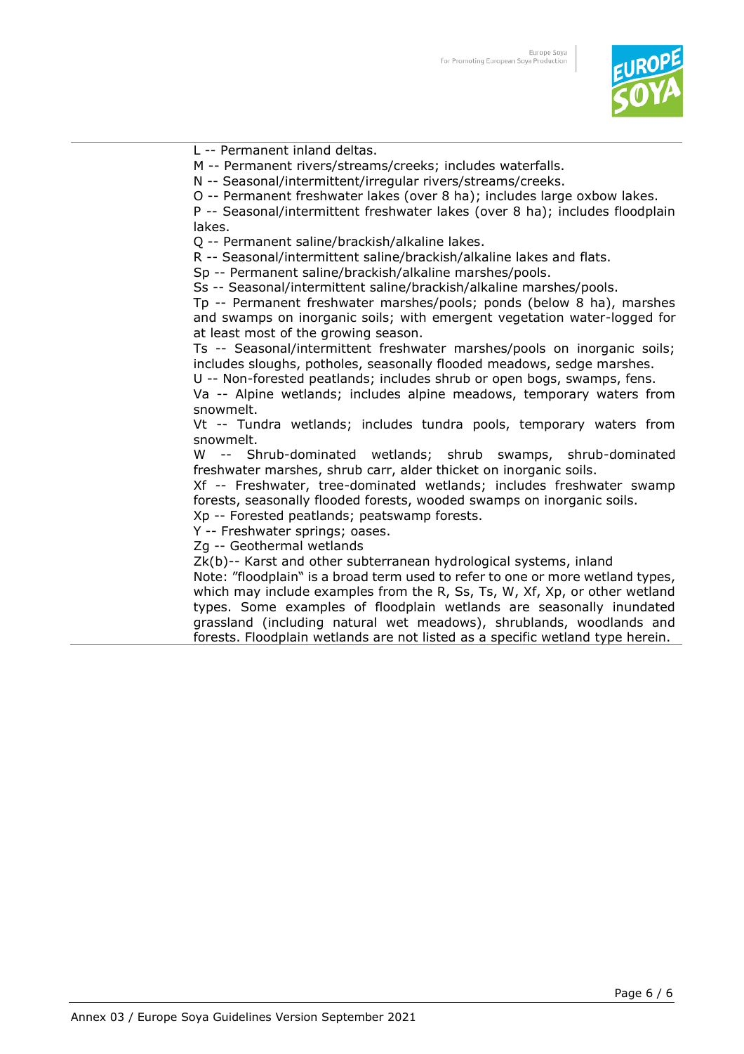L -- Permanent inland deltas.

M -- Permanent rivers/streams/creeks; includes waterfalls.

N -- Seasonal/intermittent/irregular rivers/streams/creeks.

O -- Permanent freshwater lakes (over 8 ha); includes large oxbow lakes.

P -- Seasonal/intermittent freshwater lakes (over 8 ha); includes floodplain lakes.

Q -- Permanent saline/brackish/alkaline lakes.

R -- Seasonal/intermittent saline/brackish/alkaline lakes and flats.

Sp -- Permanent saline/brackish/alkaline marshes/pools.

Ss -- Seasonal/intermittent saline/brackish/alkaline marshes/pools.

Tp -- Permanent freshwater marshes/pools; ponds (below 8 ha), marshes and swamps on inorganic soils; with emergent vegetation water-logged for at least most of the growing season.

Ts -- Seasonal/intermittent freshwater marshes/pools on inorganic soils; includes sloughs, potholes, seasonally flooded meadows, sedge marshes.

U -- Non-forested peatlands; includes shrub or open bogs, swamps, fens.

Va -- Alpine wetlands; includes alpine meadows, temporary waters from snowmelt.

Vt -- Tundra wetlands; includes tundra pools, temporary waters from snowmelt.

W -- Shrub-dominated wetlands; shrub swamps, shrub-dominated freshwater marshes, shrub carr, alder thicket on inorganic soils.

Xf -- Freshwater, tree-dominated wetlands; includes freshwater swamp forests, seasonally flooded forests, wooded swamps on inorganic soils.

Xp -- Forested peatlands; peatswamp forests.

Y -- Freshwater springs; oases.

Zg -- Geothermal wetlands

Zk(b)-- Karst and other subterranean hydrological systems, inland

Note: "floodplain" is a broad term used to refer to one or more wetland types, which may include examples from the R, Ss, Ts, W, Xf, Xp, or other wetland types. Some examples of floodplain wetlands are seasonally inundated grassland (including natural wet meadows), shrublands, woodlands and forests. Floodplain wetlands are not listed as a specific wetland type herein.